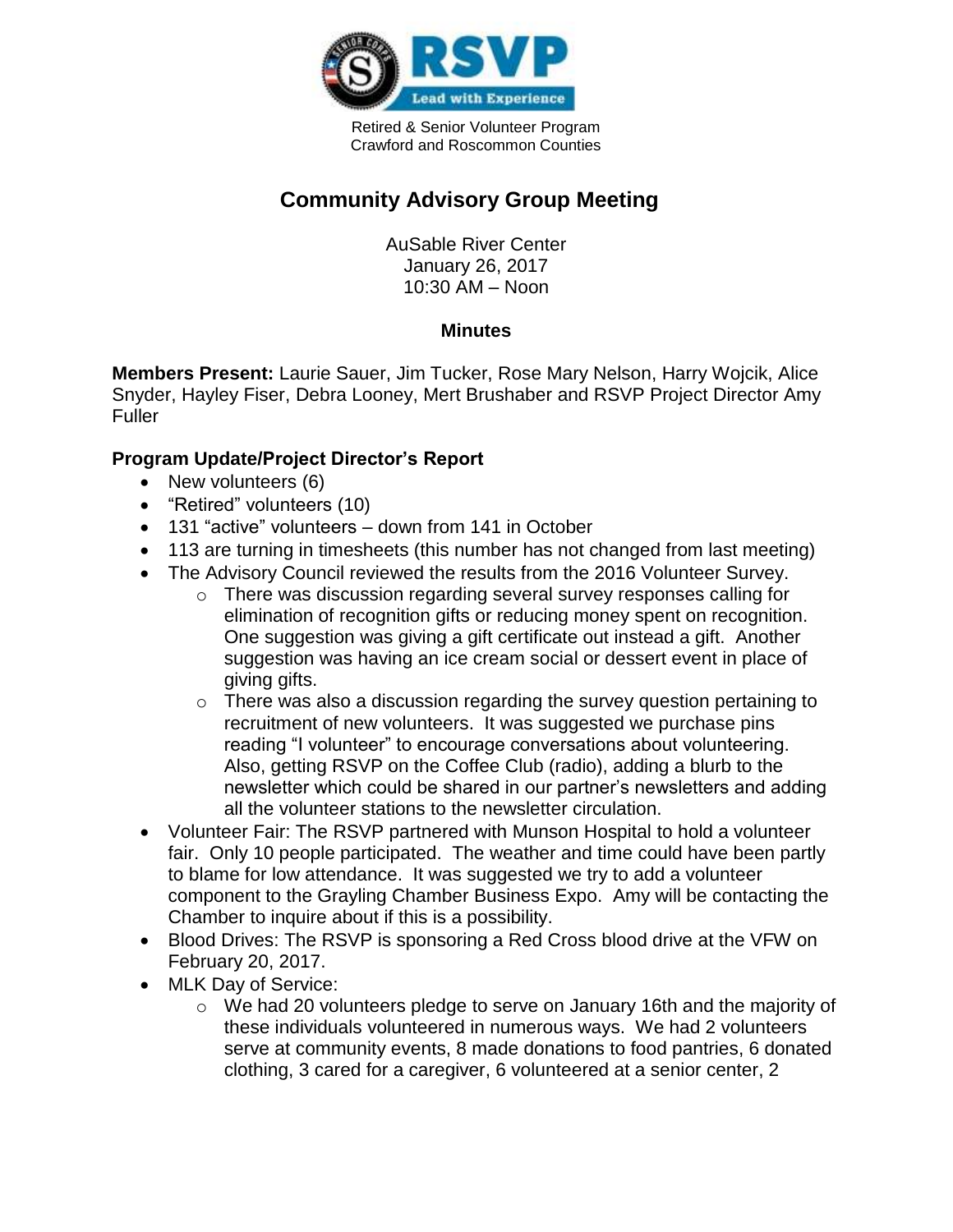Retired & Senior Volunteer Program
Crawford and Roscommon Counties

# Community Advisory Group Meeting

AuSable River Center
January 26, 2017
10:30 AM – Noon

### Minutes

**Members Present:** Laurie Sauer, Jim Tucker, Rose Mary Nelson, Harry Wojcik, Alice Snyder, Hayley Fiser, Debra Looney, Mert Brushaber and RSVP Project Director Amy Fuller

### Program Update/Project Director's Report

- New volunteers (6)
- "Retired" volunteers (10)
- 131 "active" volunteers – down from 141 in October
- 113 are turning in timesheets (this number has not changed from last meeting)
- The Advisory Council reviewed the results from the 2016 Volunteer Survey.
  - There was discussion regarding several survey responses calling for elimination of recognition gifts or reducing money spent on recognition. One suggestion was giving a gift certificate out instead a gift. Another suggestion was having an ice cream social or dessert event in place of giving gifts.
  - There was also a discussion regarding the survey question pertaining to recruitment of new volunteers. It was suggested we purchase pins reading "I volunteer" to encourage conversations about volunteering. Also, getting RSVP on the Coffee Club (radio), adding a blurb to the newsletter which could be shared in our partner's newsletters and adding all the volunteer stations to the newsletter circulation.
- Volunteer Fair: The RSVP partnered with Munson Hospital to hold a volunteer fair. Only 10 people participated. The weather and time could have been partly to blame for low attendance. It was suggested we try to add a volunteer component to the Grayling Chamber Business Expo. Amy will be contacting the Chamber to inquire about if this is a possibility.
- Blood Drives: The RSVP is sponsoring a Red Cross blood drive at the VFW on February 20, 2017.
- MLK Day of Service:
  - We had 20 volunteers pledge to serve on January 16th and the majority of these individuals volunteered in numerous ways. We had 2 volunteers serve at community events, 8 made donations to food pantries, 6 donated clothing, 3 cared for a caregiver, 6 volunteered at a senior center, 2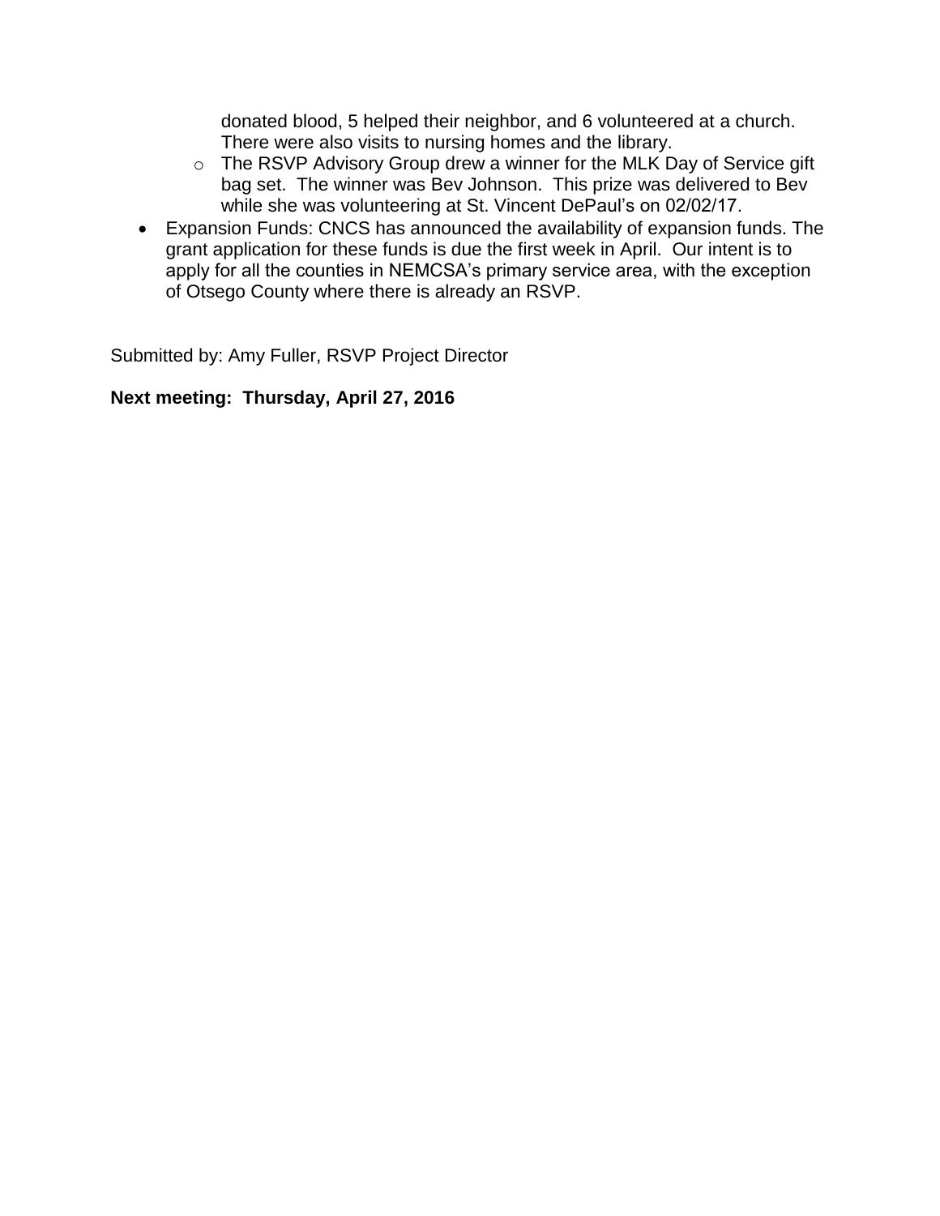donated blood, 5 helped their neighbor, and 6 volunteered at a church. There were also visits to nursing homes and the library.
  - The RSVP Advisory Group drew a winner for the MLK Day of Service gift bag set. The winner was Bev Johnson. This prize was delivered to Bev while she was volunteering at St. Vincent DePaul's on 02/02/17.
- Expansion Funds: CNCS has announced the availability of expansion funds. The grant application for these funds is due the first week in April. Our intent is to apply for all the counties in NEMCSA's primary service area, with the exception of Otsego County where there is already an RSVP.

Submitted by: Amy Fuller, RSVP Project Director

**Next meeting: Thursday, April 27, 2016**